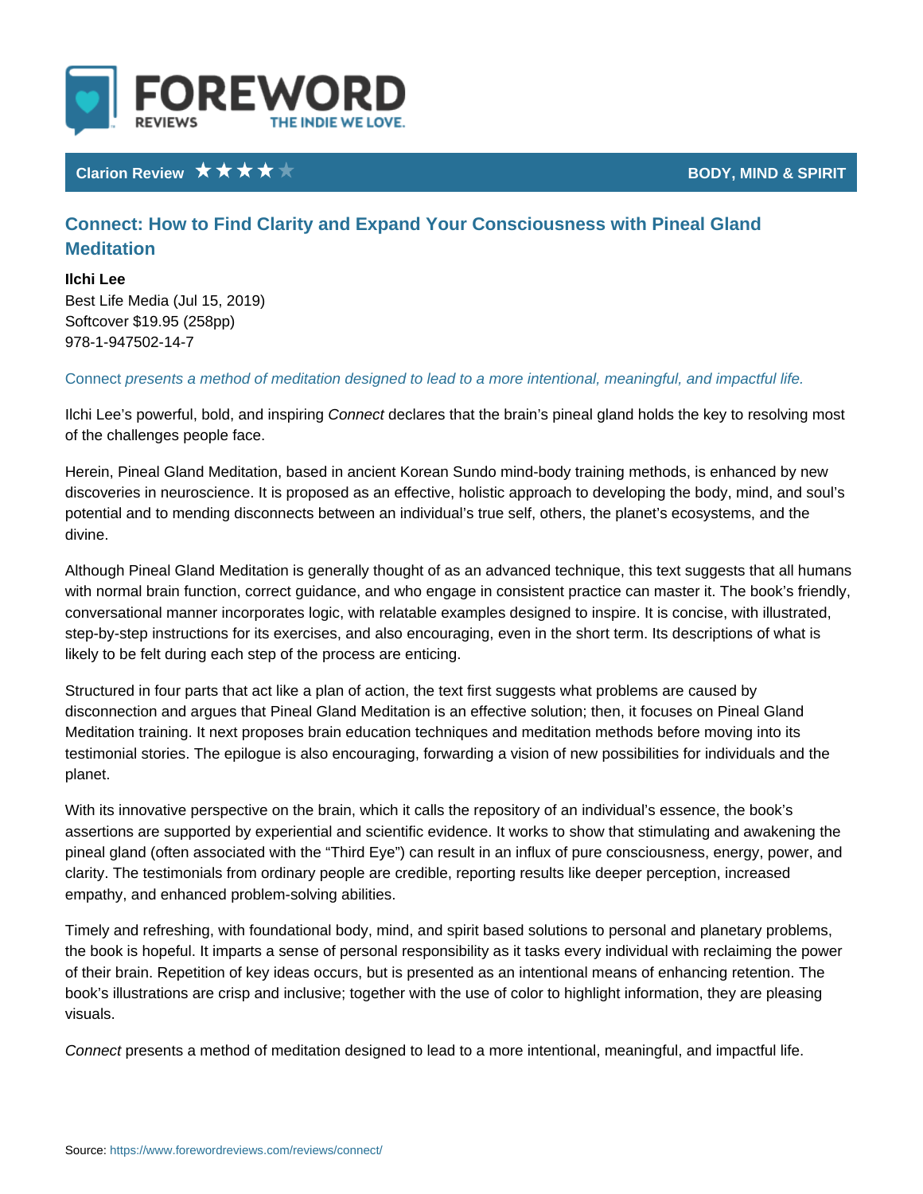FOREWORD REVIEWS
THE INDIE WE LOVE.

Clarion Review ★★★★☆ BODY, MIND & SPIRIT

## Connect: How to Find Clarity and Expand Your Consciousness with Pineal Gland Meditation

**Ilchi Lee**
Best Life Media (Jul 15, 2019)
Softcover $19.95 (258pp)
978-1-947502-14-7

*Connect presents a method of meditation designed to lead to a more intentional, meaningful, and impactful life.*

Ilchi Lee's powerful, bold, and inspiring *Connect* declares that the brain's pineal gland holds the key to resolving most of the challenges people face.

Herein, Pineal Gland Meditation, based in ancient Korean Sundo mind-body training methods, is enhanced by new discoveries in neuroscience. It is proposed as an effective, holistic approach to developing the body, mind, and soul's potential and to mending disconnects between an individual's true self, others, the planet's ecosystems, and the divine.

Although Pineal Gland Meditation is generally thought of as an advanced technique, this text suggests that all humans with normal brain function, correct guidance, and who engage in consistent practice can master it. The book's friendly, conversational manner incorporates logic, with relatable examples designed to inspire. It is concise, with illustrated, step-by-step instructions for its exercises, and also encouraging, even in the short term. Its descriptions of what is likely to be felt during each step of the process are enticing.

Structured in four parts that act like a plan of action, the text first suggests what problems are caused by disconnection and argues that Pineal Gland Meditation is an effective solution; then, it focuses on Pineal Gland Meditation training. It next proposes brain education techniques and meditation methods before moving into its testimonial stories. The epilogue is also encouraging, forwarding a vision of new possibilities for individuals and the planet.

With its innovative perspective on the brain, which it calls the repository of an individual's essence, the book's assertions are supported by experiential and scientific evidence. It works to show that stimulating and awakening the pineal gland (often associated with the "Third Eye") can result in an influx of pure consciousness, energy, power, and clarity. The testimonials from ordinary people are credible, reporting results like deeper perception, increased empathy, and enhanced problem-solving abilities.

Timely and refreshing, with foundational body, mind, and spirit based solutions to personal and planetary problems, the book is hopeful. It imparts a sense of personal responsibility as it tasks every individual with reclaiming the power of their brain. Repetition of key ideas occurs, but is presented as an intentional means of enhancing retention. The book's illustrations are crisp and inclusive; together with the use of color to highlight information, they are pleasing visuals.

*Connect* presents a method of meditation designed to lead to a more intentional, meaningful, and impactful life.

Source: https://www.forewordreviews.com/reviews/connect/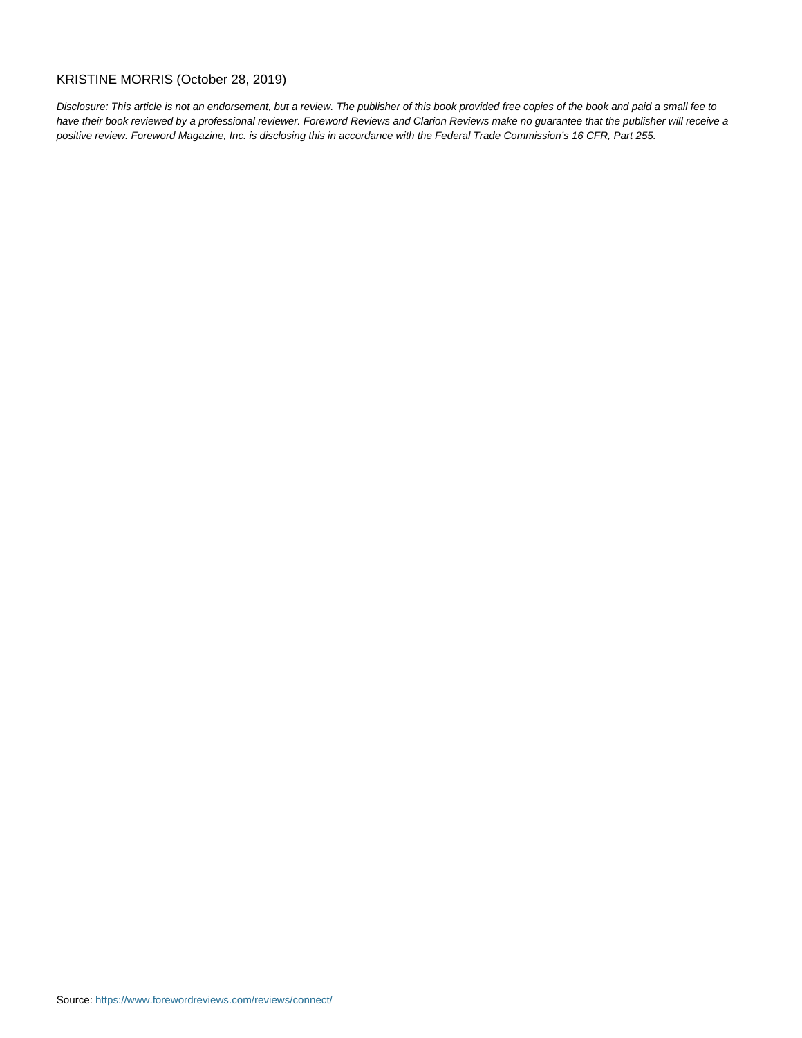KRISTINE MORRIS (October 28, 2019)

*Disclosure: This article is not an endorsement, but a review. The publisher of this book provided free copies of the book and paid a small fee to have their book reviewed by a professional reviewer. Foreword Reviews and Clarion Reviews make no guarantee that the publisher will receive a positive review. Foreword Magazine, Inc. is disclosing this in accordance with the Federal Trade Commission's 16 CFR, Part 255.*

Source: https://www.forewordreviews.com/reviews/connect/